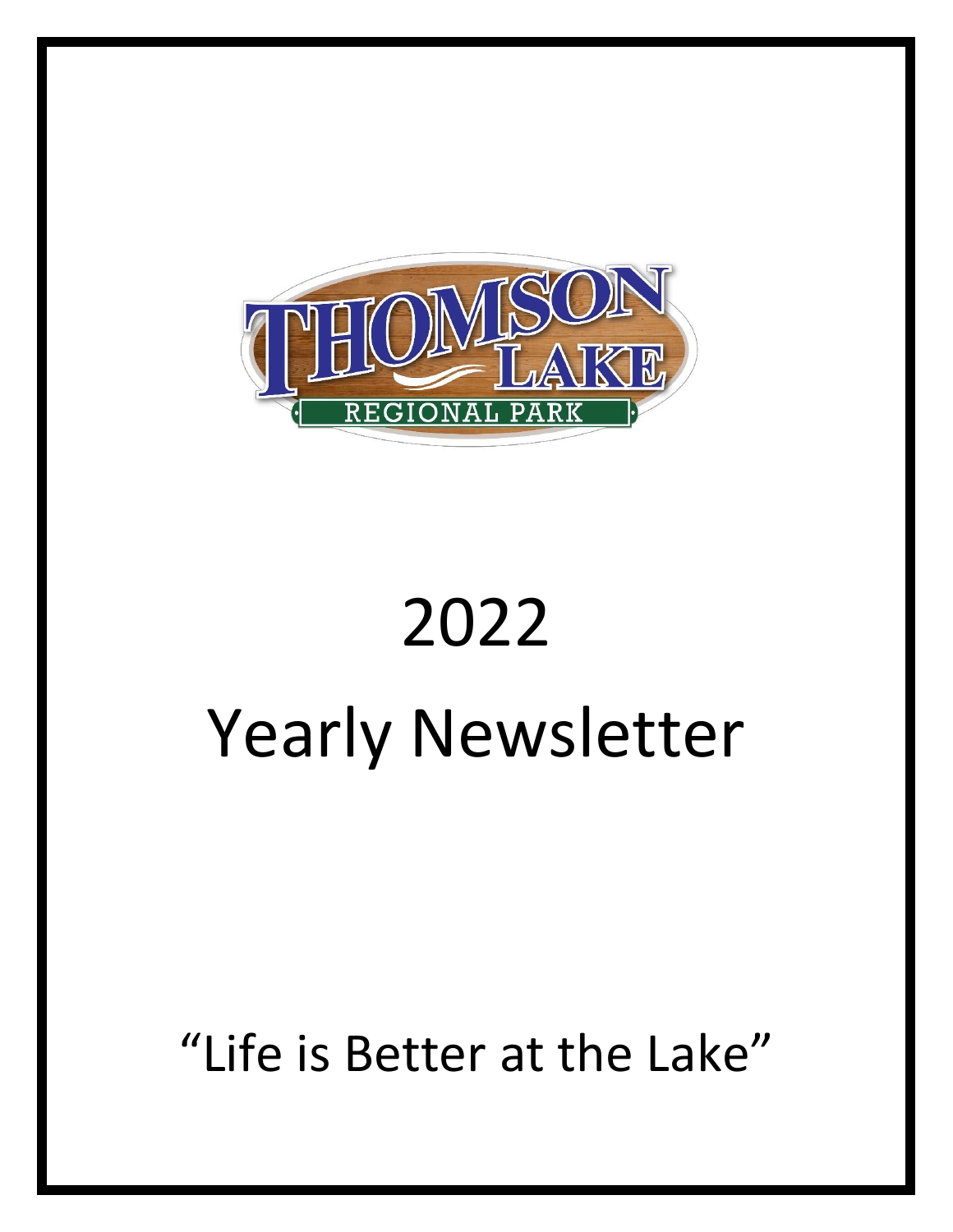THOMSON LAKE

REGIONAL PARK

# 2022

# Yearly Newsletter

"Life is Better at the Lake"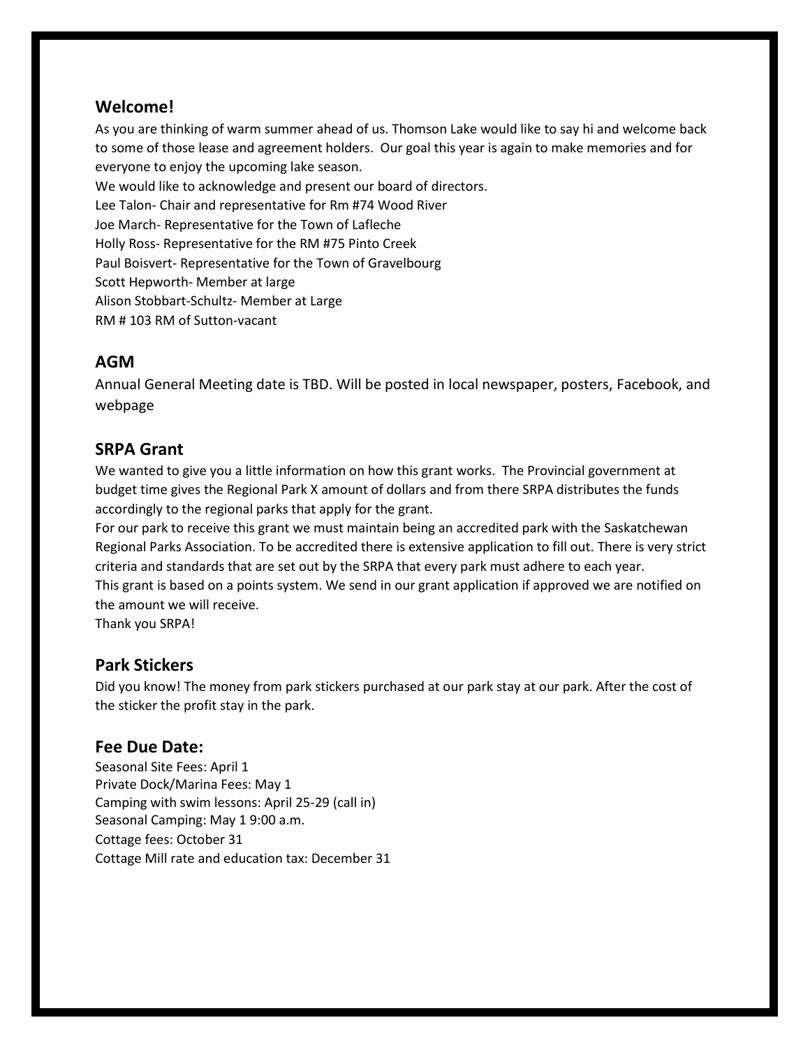## Welcome!

As you are thinking of warm summer ahead of us. Thomson Lake would like to say hi and welcome back to some of those lease and agreement holders. Our goal this year is again to make memories and for everyone to enjoy the upcoming lake season.

We would like to acknowledge and present our board of directors.

Lee Talon- Chair and representative for Rm #74 Wood River
Joe March- Representative for the Town of Lafleche
Holly Ross- Representative for the RM #75 Pinto Creek
Paul Boisvert- Representative for the Town of Gravelbourg
Scott Hepworth- Member at large
Alison Stobbart-Schultz- Member at Large
RM # 103 RM of Sutton-vacant

## AGM

Annual General Meeting date is TBD. Will be posted in local newspaper, posters, Facebook, and webpage

## SRPA Grant

We wanted to give you a little information on how this grant works. The Provincial government at budget time gives the Regional Park X amount of dollars and from there SRPA distributes the funds accordingly to the regional parks that apply for the grant.

For our park to receive this grant we must maintain being an accredited park with the Saskatchewan Regional Parks Association. To be accredited there is extensive application to fill out. There is very strict criteria and standards that are set out by the SRPA that every park must adhere to each year.

This grant is based on a points system. We send in our grant application if approved we are notified on the amount we will receive.

Thank you SRPA!

## Park Stickers

Did you know! The money from park stickers purchased at our park stay at our park. After the cost of the sticker the profit stay in the park.

## Fee Due Date:

Seasonal Site Fees: April 1
Private Dock/Marina Fees: May 1
Camping with swim lessons: April 25-29 (call in)
Seasonal Camping: May 1 9:00 a.m.
Cottage fees: October 31
Cottage Mill rate and education tax: December 31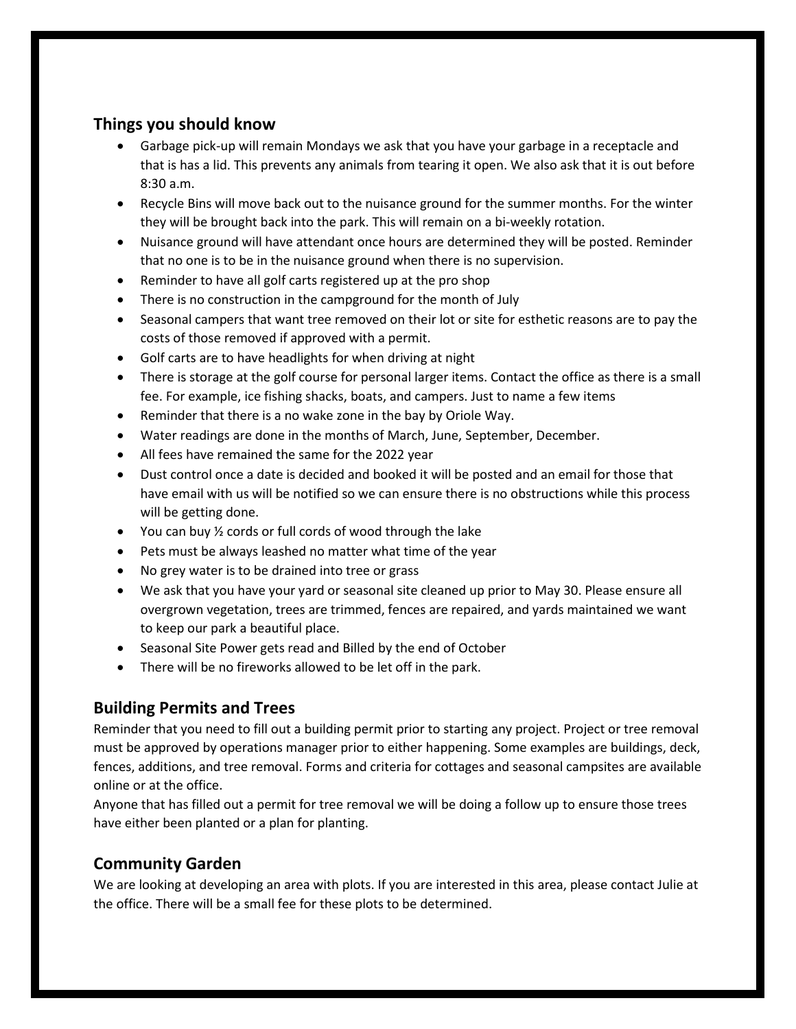## Things you should know

- Garbage pick-up will remain Mondays we ask that you have your garbage in a receptacle and that is has a lid. This prevents any animals from tearing it open. We also ask that it is out before 8:30 a.m.
- Recycle Bins will move back out to the nuisance ground for the summer months. For the winter they will be brought back into the park. This will remain on a bi-weekly rotation.
- Nuisance ground will have attendant once hours are determined they will be posted. Reminder that no one is to be in the nuisance ground when there is no supervision.
- Reminder to have all golf carts registered up at the pro shop
- There is no construction in the campground for the month of July
- Seasonal campers that want tree removed on their lot or site for esthetic reasons are to pay the costs of those removed if approved with a permit.
- Golf carts are to have headlights for when driving at night
- There is storage at the golf course for personal larger items. Contact the office as there is a small fee. For example, ice fishing shacks, boats, and campers. Just to name a few items
- Reminder that there is a no wake zone in the bay by Oriole Way.
- Water readings are done in the months of March, June, September, December.
- All fees have remained the same for the 2022 year
- Dust control once a date is decided and booked it will be posted and an email for those that have email with us will be notified so we can ensure there is no obstructions while this process will be getting done.
- You can buy ½ cords or full cords of wood through the lake
- Pets must be always leashed no matter what time of the year
- No grey water is to be drained into tree or grass
- We ask that you have your yard or seasonal site cleaned up prior to May 30. Please ensure all overgrown vegetation, trees are trimmed, fences are repaired, and yards maintained we want to keep our park a beautiful place.
- Seasonal Site Power gets read and Billed by the end of October
- There will be no fireworks allowed to be let off in the park.

## Building Permits and Trees

Reminder that you need to fill out a building permit prior to starting any project. Project or tree removal must be approved by operations manager prior to either happening. Some examples are buildings, deck, fences, additions, and tree removal. Forms and criteria for cottages and seasonal campsites are available online or at the office.

Anyone that has filled out a permit for tree removal we will be doing a follow up to ensure those trees have either been planted or a plan for planting.

## Community Garden

We are looking at developing an area with plots. If you are interested in this area, please contact Julie at the office. There will be a small fee for these plots to be determined.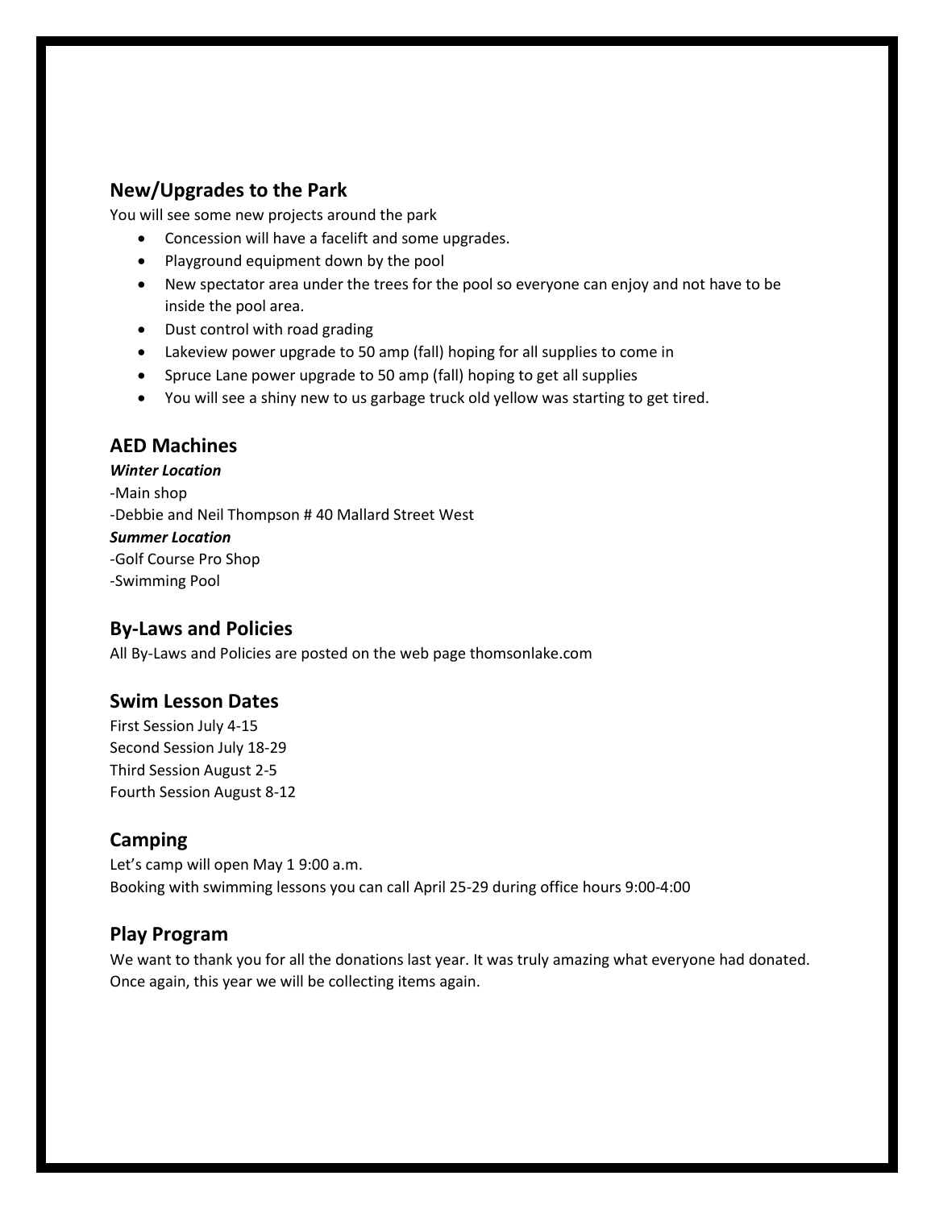## New/Upgrades to the Park

You will see some new projects around the park

- Concession will have a facelift and some upgrades.
- Playground equipment down by the pool
- New spectator area under the trees for the pool so everyone can enjoy and not have to be inside the pool area.
- Dust control with road grading
- Lakeview power upgrade to 50 amp (fall) hoping for all supplies to come in
- Spruce Lane power upgrade to 50 amp (fall) hoping to get all supplies
- You will see a shiny new to us garbage truck old yellow was starting to get tired.

## AED Machines

***Winter Location***

-Main shop

-Debbie and Neil Thompson # 40 Mallard Street West

***Summer Location***

-Golf Course Pro Shop

-Swimming Pool

## By-Laws and Policies

All By-Laws and Policies are posted on the web page thomsonlake.com

## Swim Lesson Dates

First Session July 4-15

Second Session July 18-29

Third Session August 2-5

Fourth Session August 8-12

## Camping

Let's camp will open May 1 9:00 a.m.

Booking with swimming lessons you can call April 25-29 during office hours 9:00-4:00

## Play Program

We want to thank you for all the donations last year. It was truly amazing what everyone had donated. Once again, this year we will be collecting items again.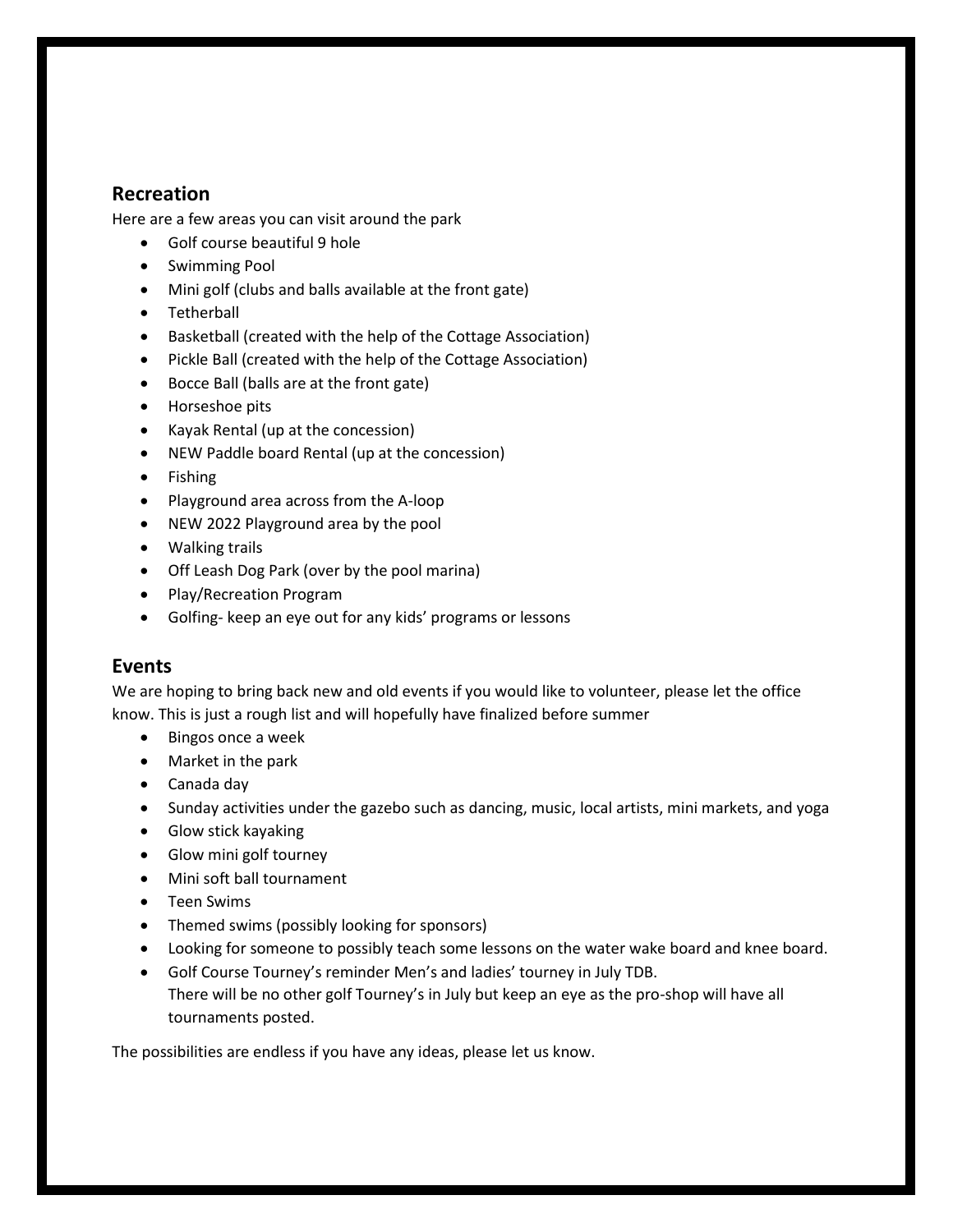## Recreation

Here are a few areas you can visit around the park

- Golf course beautiful 9 hole
- Swimming Pool
- Mini golf (clubs and balls available at the front gate)
- Tetherball
- Basketball (created with the help of the Cottage Association)
- Pickle Ball (created with the help of the Cottage Association)
- Bocce Ball (balls are at the front gate)
- Horseshoe pits
- Kayak Rental (up at the concession)
- NEW Paddle board Rental (up at the concession)
- Fishing
- Playground area across from the A-loop
- NEW 2022 Playground area by the pool
- Walking trails
- Off Leash Dog Park (over by the pool marina)
- Play/Recreation Program
- Golfing- keep an eye out for any kids' programs or lessons

## Events

We are hoping to bring back new and old events if you would like to volunteer, please let the office know. This is just a rough list and will hopefully have finalized before summer

- Bingos once a week
- Market in the park
- Canada day
- Sunday activities under the gazebo such as dancing, music, local artists, mini markets, and yoga
- Glow stick kayaking
- Glow mini golf tourney
- Mini soft ball tournament
- Teen Swims
- Themed swims (possibly looking for sponsors)
- Looking for someone to possibly teach some lessons on the water wake board and knee board.
- Golf Course Tourney's reminder Men's and ladies' tourney in July TDB.
  There will be no other golf Tourney's in July but keep an eye as the pro-shop will have all tournaments posted.

The possibilities are endless if you have any ideas, please let us know.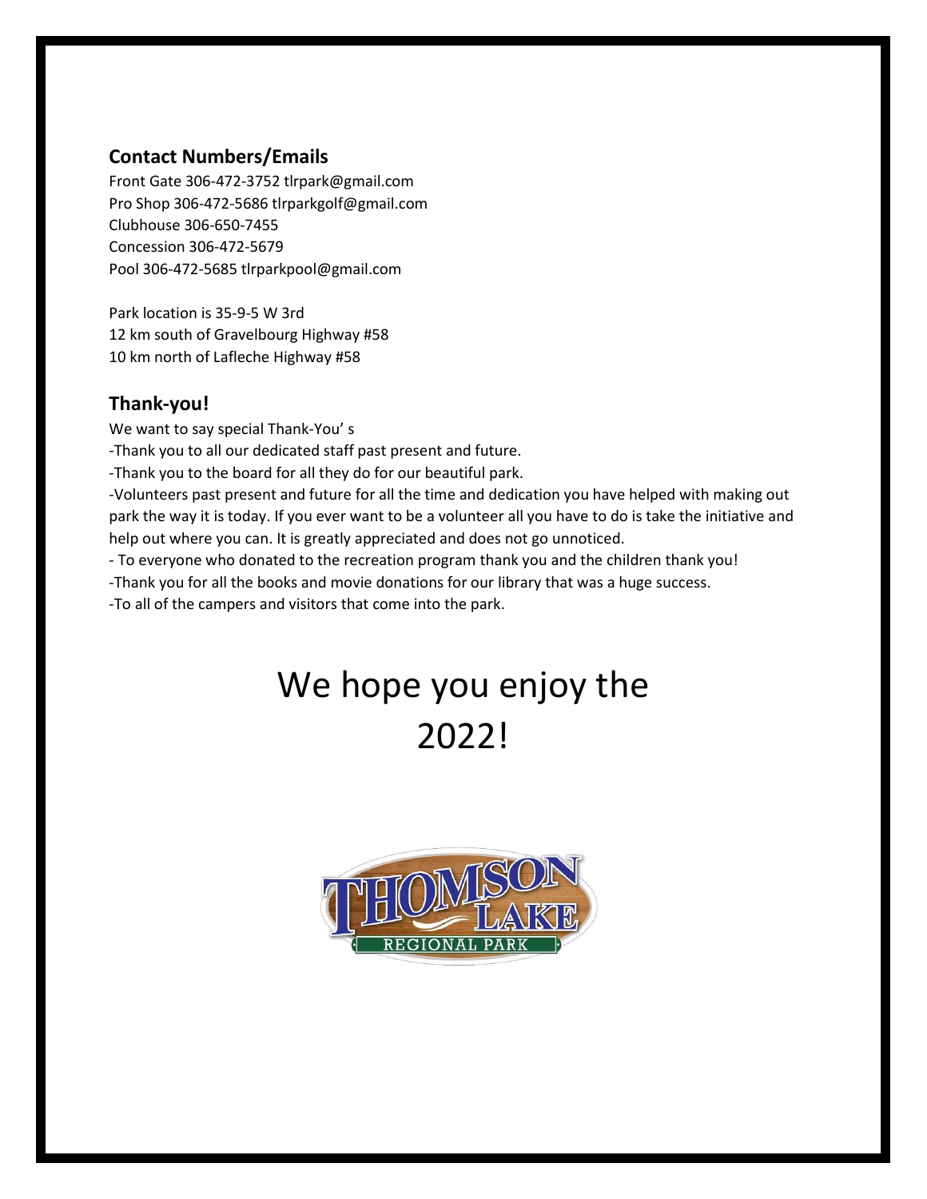## Contact Numbers/Emails

Front Gate 306-472-3752 tlrpark@gmail.com
Pro Shop 306-472-5686 tlrparkgolf@gmail.com
Clubhouse 306-650-7455
Concession 306-472-5679
Pool 306-472-5685 tlrparkpool@gmail.com

Park location is 35-9-5 W 3rd
12 km south of Gravelbourg Highway #58
10 km north of Lafleche Highway #58

## Thank-you!

We want to say special Thank-You' s

-Thank you to all our dedicated staff past present and future.

-Thank you to the board for all they do for our beautiful park.

-Volunteers past present and future for all the time and dedication you have helped with making out park the way it is today. If you ever want to be a volunteer all you have to do is take the initiative and help out where you can. It is greatly appreciated and does not go unnoticed.

- To everyone who donated to the recreation program thank you and the children thank you!

-Thank you for all the books and movie donations for our library that was a huge success.

-To all of the campers and visitors that come into the park.

# We hope you enjoy the 2022!

THOMSON LAKE REGIONAL PARK